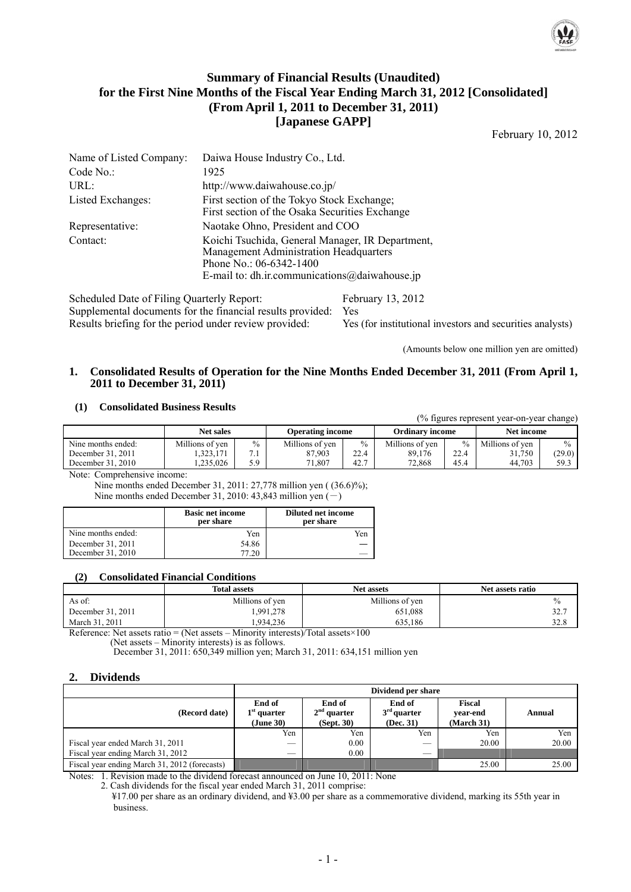# Summary of Financial Results (Unaudited) for the First Nine Months of the Fiscal Year Ending March 31, 2012 [Consolidated] (From April 1, 2011 to December 31, 2011) [Japanese GAPP]

February 10, 2012

| | |
|---|---|
| Name of Listed Company: | Daiwa House Industry Co., Ltd. |
| Code No.: | 1925 |
| URL: | http://www.daiwahouse.co.jp/ |
| Listed Exchanges: | First section of the Tokyo Stock Exchange; First section of the Osaka Securities Exchange |
| Representative: | Naotake Ohno, President and COO |
| Contact: | Koichi Tsuchida, General Manager, IR Department, Management Administration Headquarters<br>Phone No.: 06-6342-1400<br>E-mail to: dh.ir.communications@daiwahouse.jp |

| | |
|---|---|
| Scheduled Date of Filing Quarterly Report: | February 13, 2012 |
| Supplemental documents for the financial results provided: | Yes |
| Results briefing for the period under review provided: | Yes (for institutional investors and securities analysts) |

(Amounts below one million yen are omitted)

## 1. Consolidated Results of Operation for the Nine Months Ended December 31, 2011 (From April 1, 2011 to December 31, 2011)

### (1) Consolidated Business Results

(% figures represent year-on-year change)

| | Net sales | | Operating income | | Ordinary income | | Net income | |
|---|---|---|---|---|---|---|---|---|
| Nine months ended: | Millions of yen | % | Millions of yen | % | Millions of yen | % | Millions of yen | % |
| December 31, 2011 | 1,323,171 | 7.1 | 87,903 | 22.4 | 89,176 | 22.4 | 31,750 | (29.0) |
| December 31, 2010 | 1,235,026 | 5.9 | 71,807 | 42.7 | 72,868 | 45.4 | 44,703 | 59.3 |

Note: Comprehensive income:
Nine months ended December 31, 2011: 27,778 million yen ( (36.6)%);
Nine months ended December 31, 2010: 43,843 million yen (－)

| | Basic net income per share | Diluted net income per share |
|---|---|---|
| Nine months ended: | Yen | Yen |
| December 31, 2011 | 54.86 | — |
| December 31, 2010 | 77.20 | — |

### (2) Consolidated Financial Conditions

| | Total assets | Net assets | Net assets ratio |
|---|---|---|---|
| As of: | Millions of yen | Millions of yen | % |
| December 31, 2011 | 1,991,278 | 651,088 | 32.7 |
| March 31, 2011 | 1,934,236 | 635,186 | 32.8 |

Reference: Net assets ratio = (Net assets – Minority interests)/Total assets×100
(Net assets – Minority interests) is as follows.
December 31, 2011: 650,349 million yen; March 31, 2011: 634,151 million yen

## 2. Dividends

| | Dividend per share | | | | |
|---|---|---|---|---|---|
| (Record date) | End of 1st quarter (June 30) | End of 2nd quarter (Sept. 30) | End of 3rd quarter (Dec. 31) | Fiscal year-end (March 31) | Annual |
| | Yen | Yen | Yen | Yen | Yen |
| Fiscal year ended March 31, 2011 | — | 0.00 | — | 20.00 | 20.00 |
| Fiscal year ending March 31, 2012 | — | 0.00 | — | | |
| Fiscal year ending March 31, 2012 (forecasts) | | | | 25.00 | 25.00 |

Notes: 1. Revision made to the dividend forecast announced on June 10, 2011: None
2. Cash dividends for the fiscal year ended March 31, 2011 comprise:
¥17.00 per share as an ordinary dividend, and ¥3.00 per share as a commemorative dividend, marking its 55th year in business.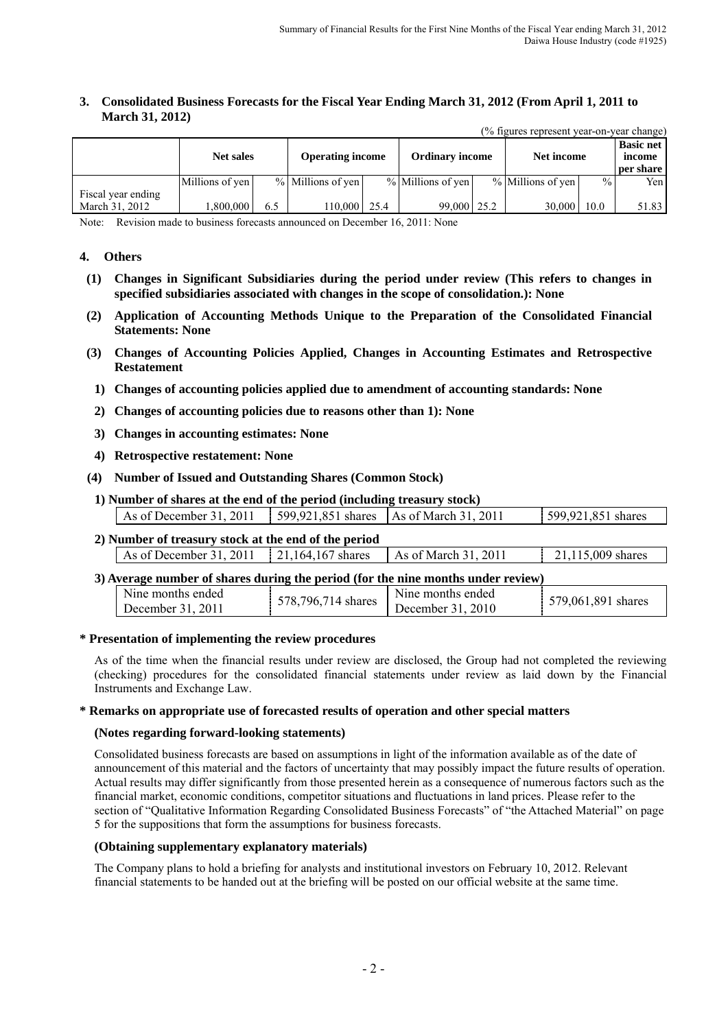## 3. Consolidated Business Forecasts for the Fiscal Year Ending March 31, 2012 (From April 1, 2011 to March 31, 2012)

(% figures represent year-on-year change)

| | Net sales | | Operating income | | Ordinary income | | Net income | | Basic net income per share |
|---|---|---|---|---|---|---|---|---|---|
| | Millions of yen | % | Millions of yen | % | Millions of yen | % | Millions of yen | % | Yen |
| Fiscal year ending March 31, 2012 | 1,800,000 | 6.5 | 110,000 | 25.4 | 99,000 | 25.2 | 30,000 | 10.0 | 51.83 |

Note: Revision made to business forecasts announced on December 16, 2011: None

## 4. Others

**(1) Changes in Significant Subsidiaries during the period under review (This refers to changes in specified subsidiaries associated with changes in the scope of consolidation.): None**

**(2) Application of Accounting Methods Unique to the Preparation of the Consolidated Financial Statements: None**

**(3) Changes of Accounting Policies Applied, Changes in Accounting Estimates and Retrospective Restatement**

**1) Changes of accounting policies applied due to amendment of accounting standards: None**

**2) Changes of accounting policies due to reasons other than 1): None**

**3) Changes in accounting estimates: None**

**4) Retrospective restatement: None**

**(4) Number of Issued and Outstanding Shares (Common Stock)**

**1) Number of shares at the end of the period (including treasury stock)**

| As of December 31, 2011 | 599,921,851 shares | As of March 31, 2011 | 599,921,851 shares |
|---|---|---|---|

**2) Number of treasury stock at the end of the period**

| As of December 31, 2011 | 21,164,167 shares | As of March 31, 2011 | 21,115,009 shares |
|---|---|---|---|

**3) Average number of shares during the period (for the nine months under review)**

| Nine months ended December 31, 2011 | 578,796,714 shares | Nine months ended December 31, 2010 | 579,061,891 shares |
|---|---|---|---|

### * Presentation of implementing the review procedures

As of the time when the financial results under review are disclosed, the Group had not completed the reviewing (checking) procedures for the consolidated financial statements under review as laid down by the Financial Instruments and Exchange Law.

### * Remarks on appropriate use of forecasted results of operation and other special matters

**(Notes regarding forward-looking statements)**

Consolidated business forecasts are based on assumptions in light of the information available as of the date of announcement of this material and the factors of uncertainty that may possibly impact the future results of operation. Actual results may differ significantly from those presented herein as a consequence of numerous factors such as the financial market, economic conditions, competitor situations and fluctuations in land prices. Please refer to the section of "Qualitative Information Regarding Consolidated Business Forecasts" of "the Attached Material" on page 5 for the suppositions that form the assumptions for business forecasts.

**(Obtaining supplementary explanatory materials)**

The Company plans to hold a briefing for analysts and institutional investors on February 10, 2012. Relevant financial statements to be handed out at the briefing will be posted on our official website at the same time.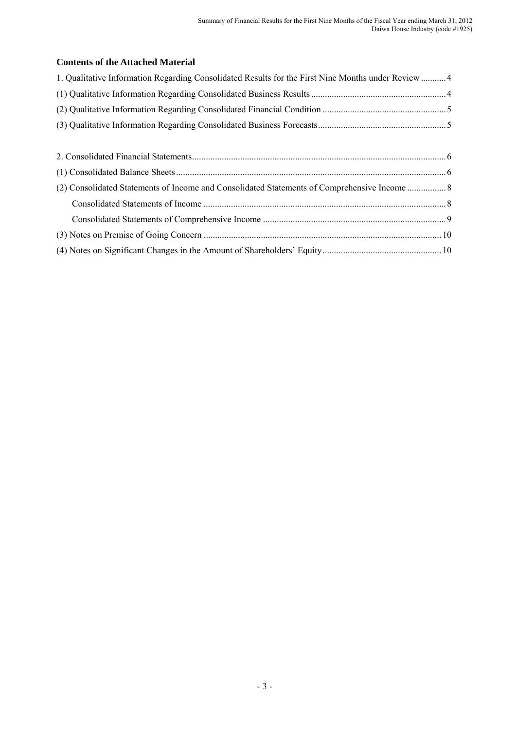## Contents of the Attached Material

1. Qualitative Information Regarding Consolidated Results for the First Nine Months under Review ........... 4
(1) Qualitative Information Regarding Consolidated Business Results .......................................................... 4
(2) Qualitative Information Regarding Consolidated Financial Condition ..................................................... 5
(3) Qualitative Information Regarding Consolidated Business Forecasts....................................................... 5

2. Consolidated Financial Statements.............................................................................................................. 6
(1) Consolidated Balance Sheets ..................................................................................................................... 6
(2) Consolidated Statements of Income and Consolidated Statements of Comprehensive Income ................. 8
    Consolidated Statements of Income ......................................................................................................... 8
    Consolidated Statements of Comprehensive Income ............................................................................... 9
(3) Notes on Premise of Going Concern ....................................................................................................... 10
(4) Notes on Significant Changes in the Amount of Shareholders' Equity.................................................... 10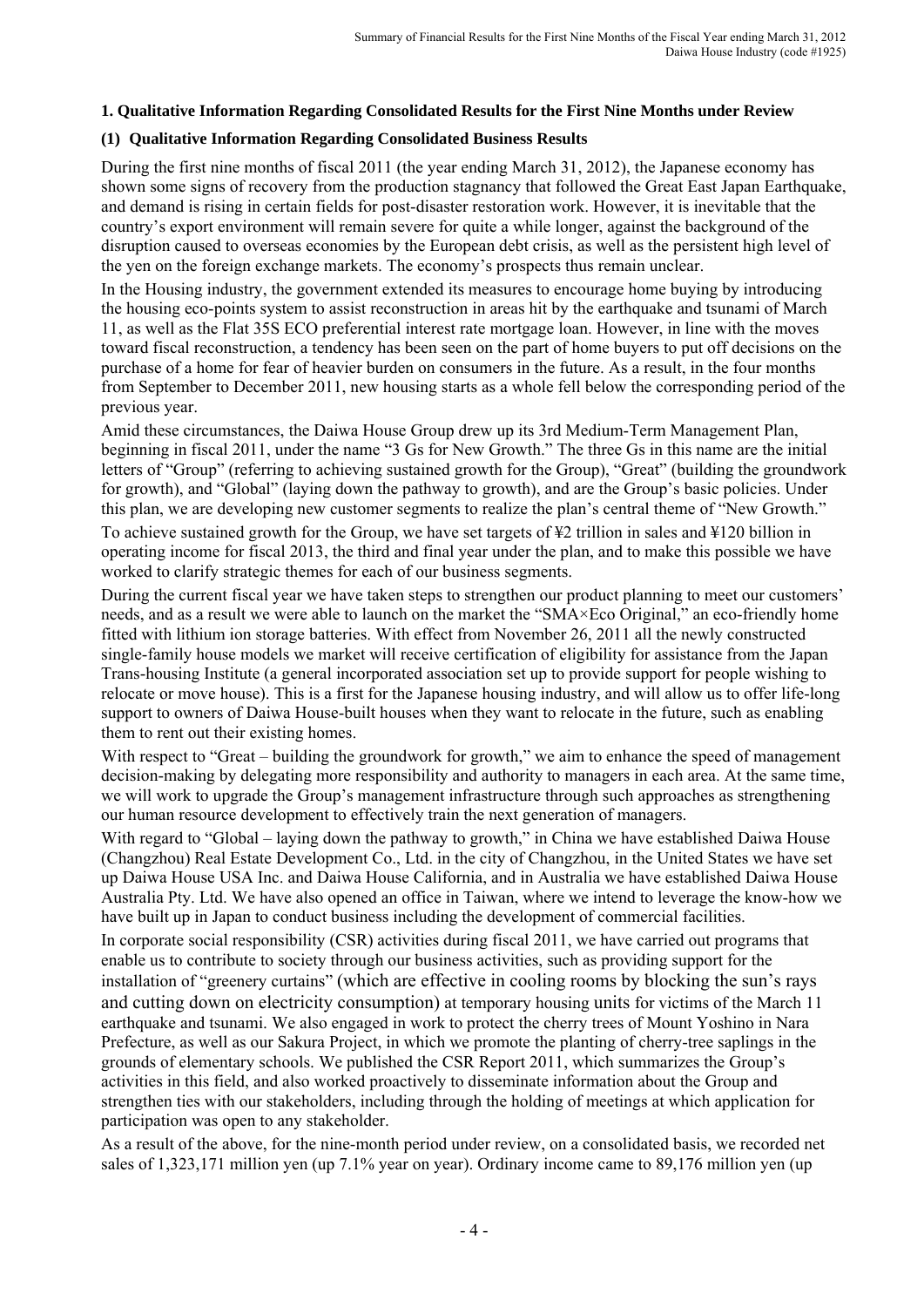## 1. Qualitative Information Regarding Consolidated Results for the First Nine Months under Review

### (1) Qualitative Information Regarding Consolidated Business Results

During the first nine months of fiscal 2011 (the year ending March 31, 2012), the Japanese economy has shown some signs of recovery from the production stagnancy that followed the Great East Japan Earthquake, and demand is rising in certain fields for post-disaster restoration work. However, it is inevitable that the country's export environment will remain severe for quite a while longer, against the background of the disruption caused to overseas economies by the European debt crisis, as well as the persistent high level of the yen on the foreign exchange markets. The economy's prospects thus remain unclear.

In the Housing industry, the government extended its measures to encourage home buying by introducing the housing eco-points system to assist reconstruction in areas hit by the earthquake and tsunami of March 11, as well as the Flat 35S ECO preferential interest rate mortgage loan. However, in line with the moves toward fiscal reconstruction, a tendency has been seen on the part of home buyers to put off decisions on the purchase of a home for fear of heavier burden on consumers in the future. As a result, in the four months from September to December 2011, new housing starts as a whole fell below the corresponding period of the previous year.

Amid these circumstances, the Daiwa House Group drew up its 3rd Medium-Term Management Plan, beginning in fiscal 2011, under the name "3 Gs for New Growth." The three Gs in this name are the initial letters of "Group" (referring to achieving sustained growth for the Group), "Great" (building the groundwork for growth), and "Global" (laying down the pathway to growth), and are the Group's basic policies. Under this plan, we are developing new customer segments to realize the plan's central theme of "New Growth."

To achieve sustained growth for the Group, we have set targets of ¥2 trillion in sales and ¥120 billion in operating income for fiscal 2013, the third and final year under the plan, and to make this possible we have worked to clarify strategic themes for each of our business segments.

During the current fiscal year we have taken steps to strengthen our product planning to meet our customers' needs, and as a result we were able to launch on the market the "SMA×Eco Original," an eco-friendly home fitted with lithium ion storage batteries. With effect from November 26, 2011 all the newly constructed single-family house models we market will receive certification of eligibility for assistance from the Japan Trans-housing Institute (a general incorporated association set up to provide support for people wishing to relocate or move house). This is a first for the Japanese housing industry, and will allow us to offer life-long support to owners of Daiwa House-built houses when they want to relocate in the future, such as enabling them to rent out their existing homes.

With respect to "Great – building the groundwork for growth," we aim to enhance the speed of management decision-making by delegating more responsibility and authority to managers in each area. At the same time, we will work to upgrade the Group's management infrastructure through such approaches as strengthening our human resource development to effectively train the next generation of managers.

With regard to "Global – laying down the pathway to growth," in China we have established Daiwa House (Changzhou) Real Estate Development Co., Ltd. in the city of Changzhou, in the United States we have set up Daiwa House USA Inc. and Daiwa House California, and in Australia we have established Daiwa House Australia Pty. Ltd. We have also opened an office in Taiwan, where we intend to leverage the know-how we have built up in Japan to conduct business including the development of commercial facilities.

In corporate social responsibility (CSR) activities during fiscal 2011, we have carried out programs that enable us to contribute to society through our business activities, such as providing support for the installation of "greenery curtains" (which are effective in cooling rooms by blocking the sun's rays and cutting down on electricity consumption) at temporary housing units for victims of the March 11 earthquake and tsunami. We also engaged in work to protect the cherry trees of Mount Yoshino in Nara Prefecture, as well as our Sakura Project, in which we promote the planting of cherry-tree saplings in the grounds of elementary schools. We published the CSR Report 2011, which summarizes the Group's activities in this field, and also worked proactively to disseminate information about the Group and strengthen ties with our stakeholders, including through the holding of meetings at which application for participation was open to any stakeholder.

As a result of the above, for the nine-month period under review, on a consolidated basis, we recorded net sales of 1,323,171 million yen (up 7.1% year on year). Ordinary income came to 89,176 million yen (up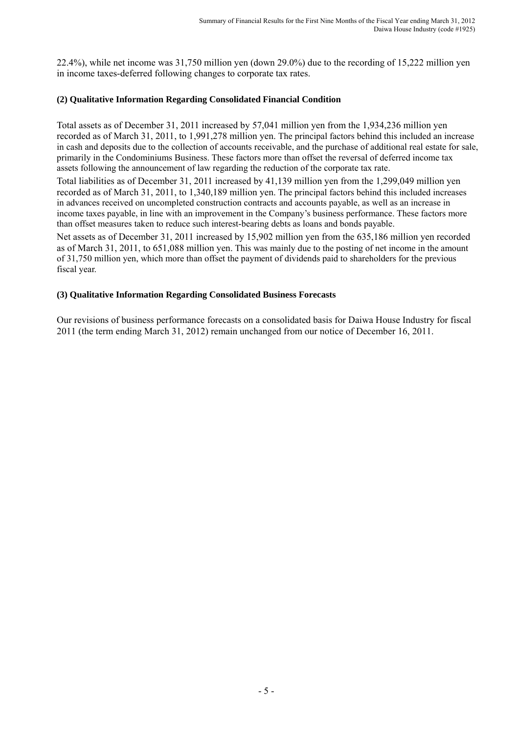22.4%), while net income was 31,750 million yen (down 29.0%) due to the recording of 15,222 million yen in income taxes-deferred following changes to corporate tax rates.

### (2) Qualitative Information Regarding Consolidated Financial Condition

Total assets as of December 31, 2011 increased by 57,041 million yen from the 1,934,236 million yen recorded as of March 31, 2011, to 1,991,278 million yen. The principal factors behind this included an increase in cash and deposits due to the collection of accounts receivable, and the purchase of additional real estate for sale, primarily in the Condominiums Business. These factors more than offset the reversal of deferred income tax assets following the announcement of law regarding the reduction of the corporate tax rate.

Total liabilities as of December 31, 2011 increased by 41,139 million yen from the 1,299,049 million yen recorded as of March 31, 2011, to 1,340,189 million yen. The principal factors behind this included increases in advances received on uncompleted construction contracts and accounts payable, as well as an increase in income taxes payable, in line with an improvement in the Company's business performance. These factors more than offset measures taken to reduce such interest-bearing debts as loans and bonds payable.

Net assets as of December 31, 2011 increased by 15,902 million yen from the 635,186 million yen recorded as of March 31, 2011, to 651,088 million yen. This was mainly due to the posting of net income in the amount of 31,750 million yen, which more than offset the payment of dividends paid to shareholders for the previous fiscal year.

### (3) Qualitative Information Regarding Consolidated Business Forecasts

Our revisions of business performance forecasts on a consolidated basis for Daiwa House Industry for fiscal 2011 (the term ending March 31, 2012) remain unchanged from our notice of December 16, 2011.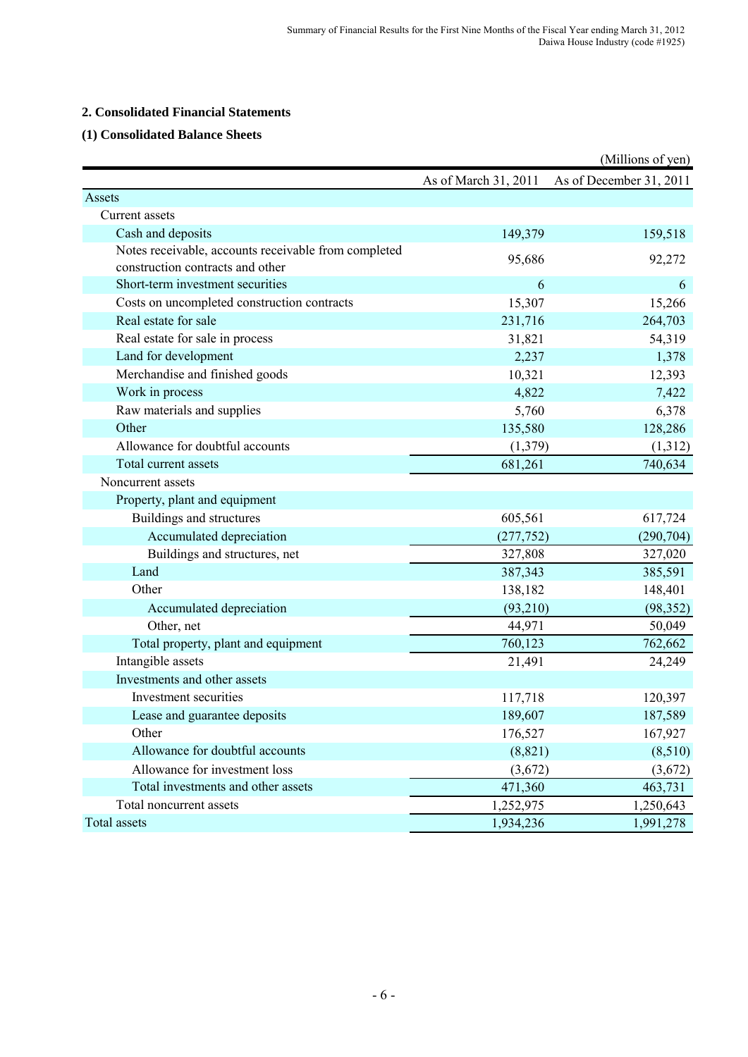## 2. Consolidated Financial Statements

### (1) Consolidated Balance Sheets

(Millions of yen)

| | As of March 31, 2011 | As of December 31, 2011 |
|---|---|---|
| Assets | | |
| Current assets | | |
| Cash and deposits | 149,379 | 159,518 |
| Notes receivable, accounts receivable from completed construction contracts and other | 95,686 | 92,272 |
| Short-term investment securities | 6 | 6 |
| Costs on uncompleted construction contracts | 15,307 | 15,266 |
| Real estate for sale | 231,716 | 264,703 |
| Real estate for sale in process | 31,821 | 54,319 |
| Land for development | 2,237 | 1,378 |
| Merchandise and finished goods | 10,321 | 12,393 |
| Work in process | 4,822 | 7,422 |
| Raw materials and supplies | 5,760 | 6,378 |
| Other | 135,580 | 128,286 |
| Allowance for doubtful accounts | (1,379) | (1,312) |
| Total current assets | 681,261 | 740,634 |
| Noncurrent assets | | |
| Property, plant and equipment | | |
| Buildings and structures | 605,561 | 617,724 |
| Accumulated depreciation | (277,752) | (290,704) |
| Buildings and structures, net | 327,808 | 327,020 |
| Land | 387,343 | 385,591 |
| Other | 138,182 | 148,401 |
| Accumulated depreciation | (93,210) | (98,352) |
| Other, net | 44,971 | 50,049 |
| Total property, plant and equipment | 760,123 | 762,662 |
| Intangible assets | 21,491 | 24,249 |
| Investments and other assets | | |
| Investment securities | 117,718 | 120,397 |
| Lease and guarantee deposits | 189,607 | 187,589 |
| Other | 176,527 | 167,927 |
| Allowance for doubtful accounts | (8,821) | (8,510) |
| Allowance for investment loss | (3,672) | (3,672) |
| Total investments and other assets | 471,360 | 463,731 |
| Total noncurrent assets | 1,252,975 | 1,250,643 |
| Total assets | 1,934,236 | 1,991,278 |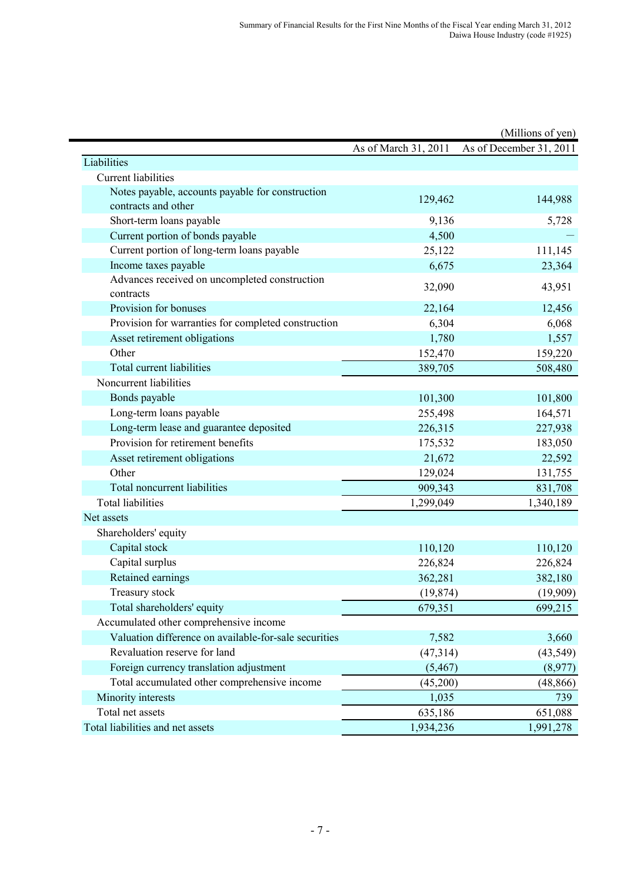(Millions of yen)

| | As of March 31, 2011 | As of December 31, 2011 |
|---|---|---|
| Liabilities | | |
| Current liabilities | | |
| Notes payable, accounts payable for construction contracts and other | 129,462 | 144,988 |
| Short-term loans payable | 9,136 | 5,728 |
| Current portion of bonds payable | 4,500 | — |
| Current portion of long-term loans payable | 25,122 | 111,145 |
| Income taxes payable | 6,675 | 23,364 |
| Advances received on uncompleted construction contracts | 32,090 | 43,951 |
| Provision for bonuses | 22,164 | 12,456 |
| Provision for warranties for completed construction | 6,304 | 6,068 |
| Asset retirement obligations | 1,780 | 1,557 |
| Other | 152,470 | 159,220 |
| Total current liabilities | 389,705 | 508,480 |
| Noncurrent liabilities | | |
| Bonds payable | 101,300 | 101,800 |
| Long-term loans payable | 255,498 | 164,571 |
| Long-term lease and guarantee deposited | 226,315 | 227,938 |
| Provision for retirement benefits | 175,532 | 183,050 |
| Asset retirement obligations | 21,672 | 22,592 |
| Other | 129,024 | 131,755 |
| Total noncurrent liabilities | 909,343 | 831,708 |
| Total liabilities | 1,299,049 | 1,340,189 |
| Net assets | | |
| Shareholders' equity | | |
| Capital stock | 110,120 | 110,120 |
| Capital surplus | 226,824 | 226,824 |
| Retained earnings | 362,281 | 382,180 |
| Treasury stock | (19,874) | (19,909) |
| Total shareholders' equity | 679,351 | 699,215 |
| Accumulated other comprehensive income | | |
| Valuation difference on available-for-sale securities | 7,582 | 3,660 |
| Revaluation reserve for land | (47,314) | (43,549) |
| Foreign currency translation adjustment | (5,467) | (8,977) |
| Total accumulated other comprehensive income | (45,200) | (48,866) |
| Minority interests | 1,035 | 739 |
| Total net assets | 635,186 | 651,088 |
| Total liabilities and net assets | 1,934,236 | 1,991,278 |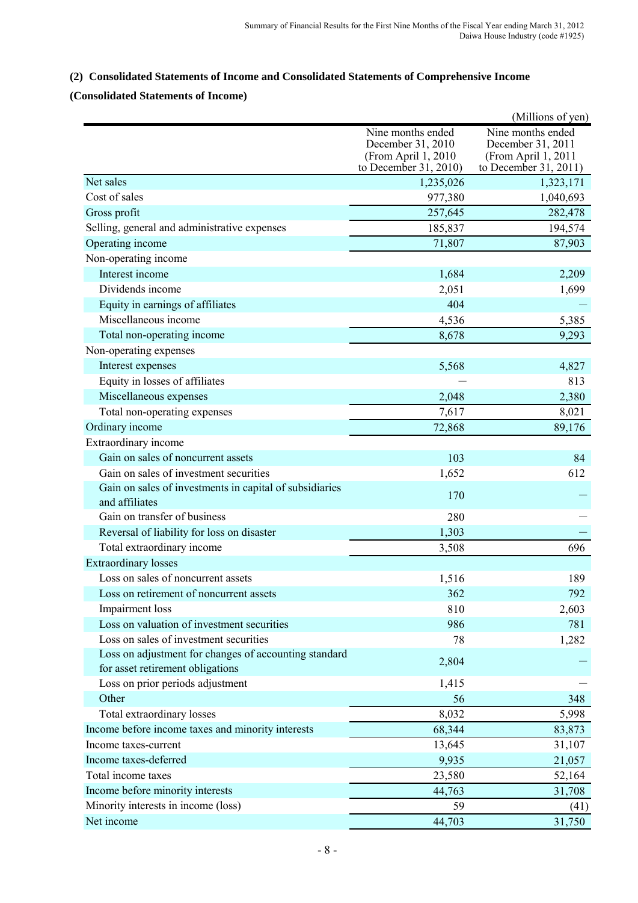## (2) Consolidated Statements of Income and Consolidated Statements of Comprehensive Income

### (Consolidated Statements of Income)

(Millions of yen)

| | Nine months ended December 31, 2010 (From April 1, 2010 to December 31, 2010) | Nine months ended December 31, 2011 (From April 1, 2011 to December 31, 2011) |
|---|---|---|
| Net sales | 1,235,026 | 1,323,171 |
| Cost of sales | 977,380 | 1,040,693 |
| Gross profit | 257,645 | 282,478 |
| Selling, general and administrative expenses | 185,837 | 194,574 |
| Operating income | 71,807 | 87,903 |
| Non-operating income | | |
| Interest income | 1,684 | 2,209 |
| Dividends income | 2,051 | 1,699 |
| Equity in earnings of affiliates | 404 | — |
| Miscellaneous income | 4,536 | 5,385 |
| Total non-operating income | 8,678 | 9,293 |
| Non-operating expenses | | |
| Interest expenses | 5,568 | 4,827 |
| Equity in losses of affiliates | — | 813 |
| Miscellaneous expenses | 2,048 | 2,380 |
| Total non-operating expenses | 7,617 | 8,021 |
| Ordinary income | 72,868 | 89,176 |
| Extraordinary income | | |
| Gain on sales of noncurrent assets | 103 | 84 |
| Gain on sales of investment securities | 1,652 | 612 |
| Gain on sales of investments in capital of subsidiaries and affiliates | 170 | — |
| Gain on transfer of business | 280 | — |
| Reversal of liability for loss on disaster | 1,303 | — |
| Total extraordinary income | 3,508 | 696 |
| Extraordinary losses | | |
| Loss on sales of noncurrent assets | 1,516 | 189 |
| Loss on retirement of noncurrent assets | 362 | 792 |
| Impairment loss | 810 | 2,603 |
| Loss on valuation of investment securities | 986 | 781 |
| Loss on sales of investment securities | 78 | 1,282 |
| Loss on adjustment for changes of accounting standard for asset retirement obligations | 2,804 | — |
| Loss on prior periods adjustment | 1,415 | — |
| Other | 56 | 348 |
| Total extraordinary losses | 8,032 | 5,998 |
| Income before income taxes and minority interests | 68,344 | 83,873 |
| Income taxes-current | 13,645 | 31,107 |
| Income taxes-deferred | 9,935 | 21,057 |
| Total income taxes | 23,580 | 52,164 |
| Income before minority interests | 44,763 | 31,708 |
| Minority interests in income (loss) | 59 | (41) |
| Net income | 44,703 | 31,750 |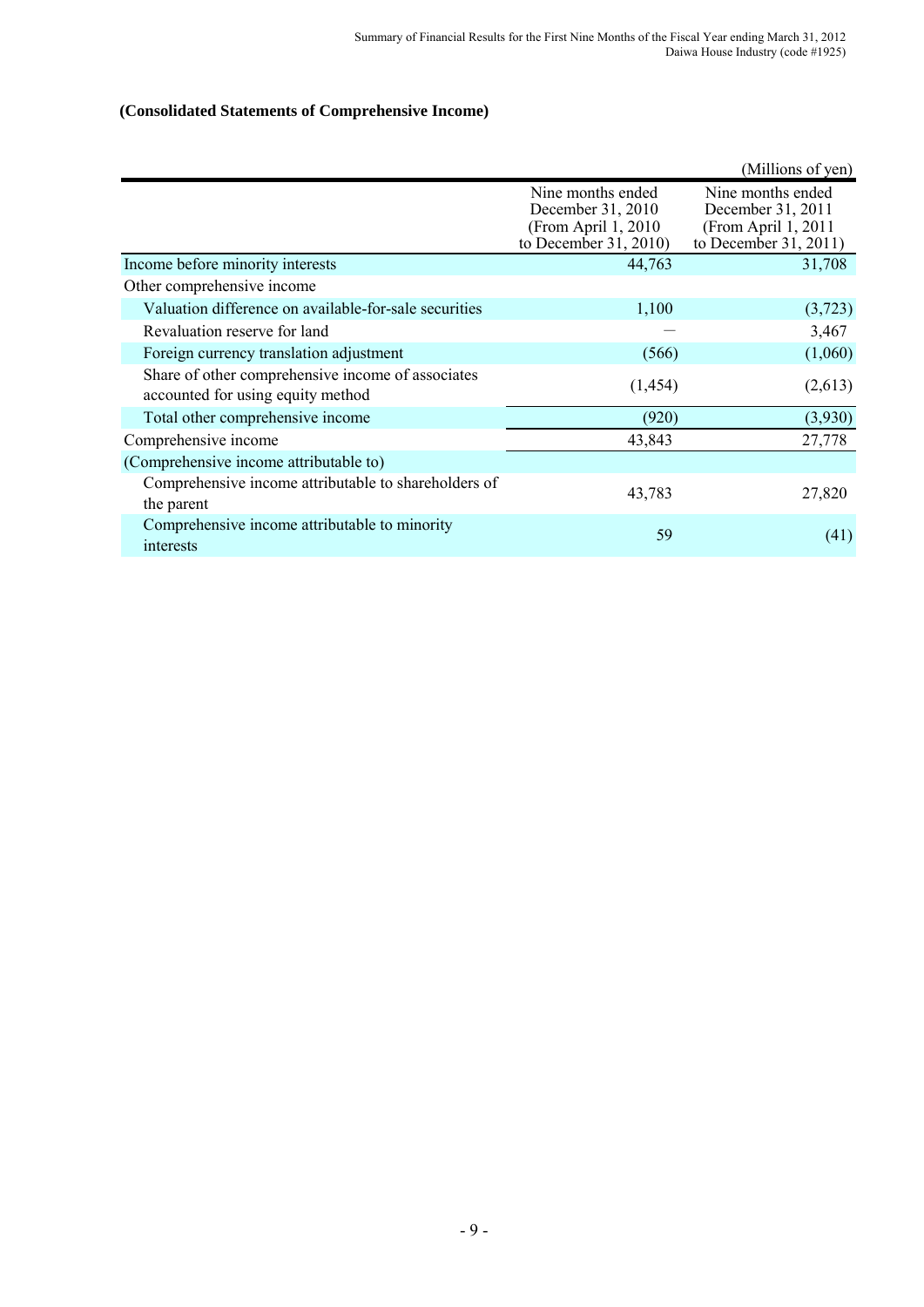**(Consolidated Statements of Comprehensive Income)**

(Millions of yen)

| | Nine months ended December 31, 2010 (From April 1, 2010 to December 31, 2010) | Nine months ended December 31, 2011 (From April 1, 2011 to December 31, 2011) |
|---|---|---|
| Income before minority interests | 44,763 | 31,708 |
| Other comprehensive income | | |
| Valuation difference on available-for-sale securities | 1,100 | (3,723) |
| Revaluation reserve for land | — | 3,467 |
| Foreign currency translation adjustment | (566) | (1,060) |
| Share of other comprehensive income of associates accounted for using equity method | (1,454) | (2,613) |
| Total other comprehensive income | (920) | (3,930) |
| Comprehensive income | 43,843 | 27,778 |
| (Comprehensive income attributable to) | | |
| Comprehensive income attributable to shareholders of the parent | 43,783 | 27,820 |
| Comprehensive income attributable to minority interests | 59 | (41) |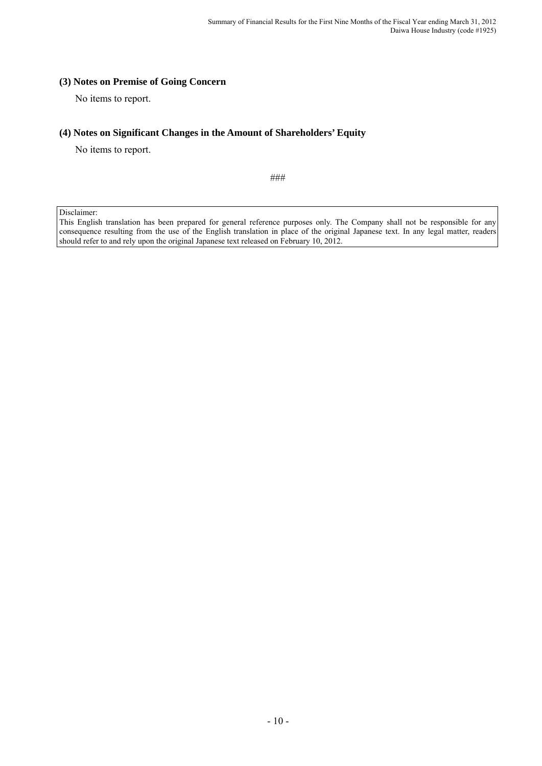### (3) Notes on Premise of Going Concern

No items to report.

### (4) Notes on Significant Changes in the Amount of Shareholders' Equity

No items to report.

###

Disclaimer:
This English translation has been prepared for general reference purposes only. The Company shall not be responsible for any consequence resulting from the use of the English translation in place of the original Japanese text. In any legal matter, readers should refer to and rely upon the original Japanese text released on February 10, 2012.